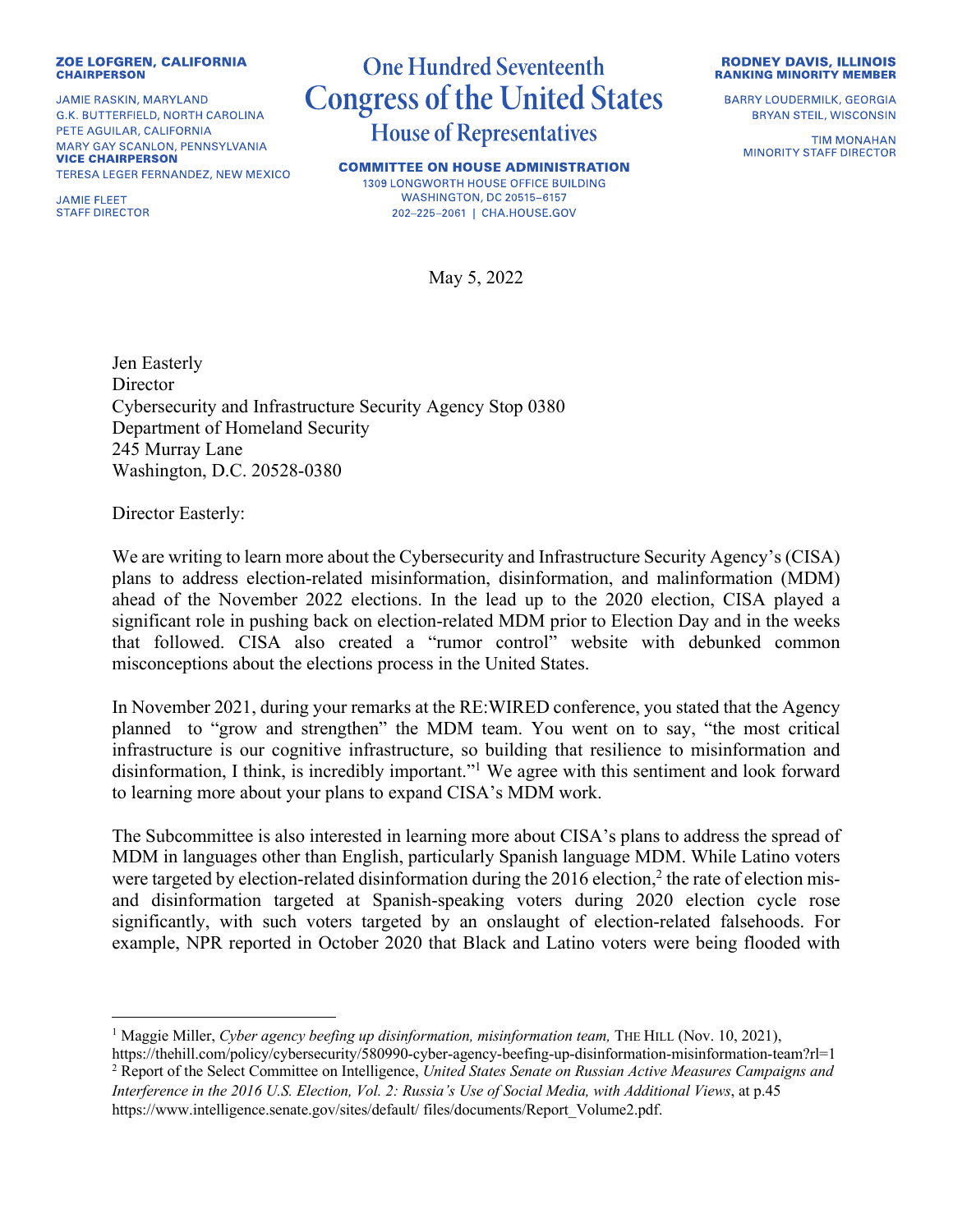**ZOE LOFGREN, CALIFORNIA**
**CHAIRPERSON**

JAMIE RASKIN, MARYLAND
G.K. BUTTERFIELD, NORTH CAROLINA
PETE AGUILAR, CALIFORNIA
MARY GAY SCANLON, PENNSYLVANIA
**VICE CHAIRPERSON**
TERESA LEGER FERNANDEZ, NEW MEXICO

JAMIE FLEET
STAFF DIRECTOR

# One Hundred Seventeenth Congress of the United States
## House of Representatives

**COMMITTEE ON HOUSE ADMINISTRATION**
1309 LONGWORTH HOUSE OFFICE BUILDING
WASHINGTON, DC 20515–6157
202–225–2061 | CHA.HOUSE.GOV

**RODNEY DAVIS, ILLINOIS**
**RANKING MINORITY MEMBER**

BARRY LOUDERMILK, GEORGIA
BRYAN STEIL, WISCONSIN

TIM MONAHAN
MINORITY STAFF DIRECTOR

May 5, 2022

Jen Easterly
Director
Cybersecurity and Infrastructure Security Agency Stop 0380
Department of Homeland Security
245 Murray Lane
Washington, D.C. 20528-0380

Director Easterly:

We are writing to learn more about the Cybersecurity and Infrastructure Security Agency's (CISA) plans to address election-related misinformation, disinformation, and malinformation (MDM) ahead of the November 2022 elections. In the lead up to the 2020 election, CISA played a significant role in pushing back on election-related MDM prior to Election Day and in the weeks that followed. CISA also created a "rumor control" website with debunked common misconceptions about the elections process in the United States.

In November 2021, during your remarks at the RE:WIRED conference, you stated that the Agency planned to "grow and strengthen" the MDM team. You went on to say, "the most critical infrastructure is our cognitive infrastructure, so building that resilience to misinformation and disinformation, I think, is incredibly important."[1] We agree with this sentiment and look forward to learning more about your plans to expand CISA's MDM work.

The Subcommittee is also interested in learning more about CISA's plans to address the spread of MDM in languages other than English, particularly Spanish language MDM. While Latino voters were targeted by election-related disinformation during the 2016 election,[2] the rate of election mis- and disinformation targeted at Spanish-speaking voters during 2020 election cycle rose significantly, with such voters targeted by an onslaught of election-related falsehoods. For example, NPR reported in October 2020 that Black and Latino voters were being flooded with

---

[1] Maggie Miller, *Cyber agency beefing up disinformation, misinformation team,* THE HILL (Nov. 10, 2021), https://thehill.com/policy/cybersecurity/580990-cyber-agency-beefing-up-disinformation-misinformation-team?rl=1

[2] Report of the Select Committee on Intelligence, *United States Senate on Russian Active Measures Campaigns and Interference in the 2016 U.S. Election, Vol. 2: Russia's Use of Social Media, with Additional Views*, at p.45 https://www.intelligence.senate.gov/sites/default/ files/documents/Report_Volume2.pdf.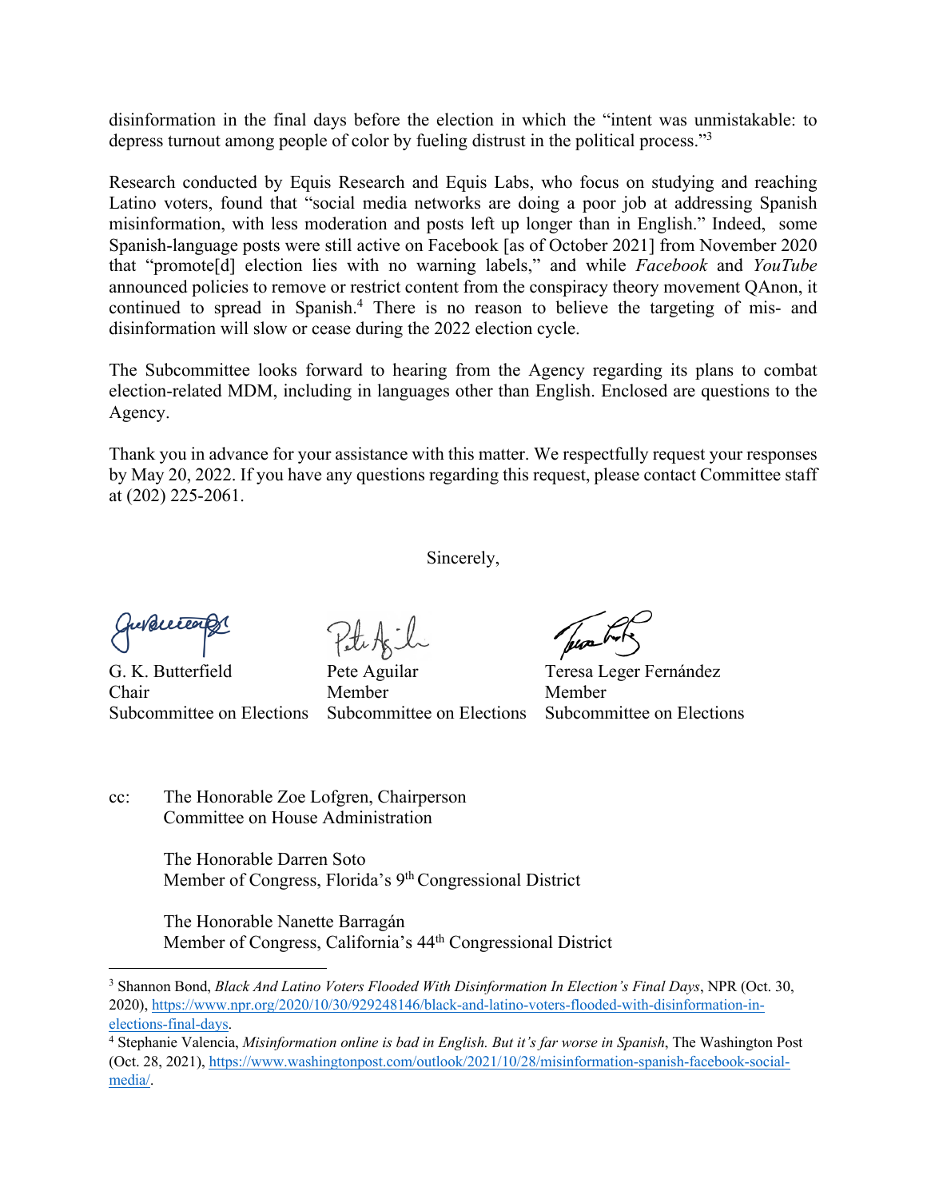disinformation in the final days before the election in which the "intent was unmistakable: to depress turnout among people of color by fueling distrust in the political process."[3]

Research conducted by Equis Research and Equis Labs, who focus on studying and reaching Latino voters, found that "social media networks are doing a poor job at addressing Spanish misinformation, with less moderation and posts left up longer than in English." Indeed, some Spanish-language posts were still active on Facebook [as of October 2021] from November 2020 that "promote[d] election lies with no warning labels," and while *Facebook* and *YouTube* announced policies to remove or restrict content from the conspiracy theory movement QAnon, it continued to spread in Spanish.[4] There is no reason to believe the targeting of mis- and disinformation will slow or cease during the 2022 election cycle.

The Subcommittee looks forward to hearing from the Agency regarding its plans to combat election-related MDM, including in languages other than English. Enclosed are questions to the Agency.

Thank you in advance for your assistance with this matter. We respectfully request your responses by May 20, 2022. If you have any questions regarding this request, please contact Committee staff at (202) 225-2061.

Sincerely,

| | | |
|---|---|---|
| G. K. Butterfield<br>Chair<br>Subcommittee on Elections | Pete Aguilar<br>Member<br>Subcommittee on Elections | Teresa Leger Fernández<br>Member<br>Subcommittee on Elections |

cc: The Honorable Zoe Lofgren, Chairperson
Committee on House Administration

The Honorable Darren Soto
Member of Congress, Florida's 9th Congressional District

The Honorable Nanette Barragán
Member of Congress, California's 44th Congressional District

---

[3] Shannon Bond, *Black And Latino Voters Flooded With Disinformation In Election's Final Days*, NPR (Oct. 30, 2020), https://www.npr.org/2020/10/30/929248146/black-and-latino-voters-flooded-with-disinformation-in-elections-final-days.

[4] Stephanie Valencia, *Misinformation online is bad in English. But it's far worse in Spanish*, The Washington Post (Oct. 28, 2021), https://www.washingtonpost.com/outlook/2021/10/28/misinformation-spanish-facebook-social-media/.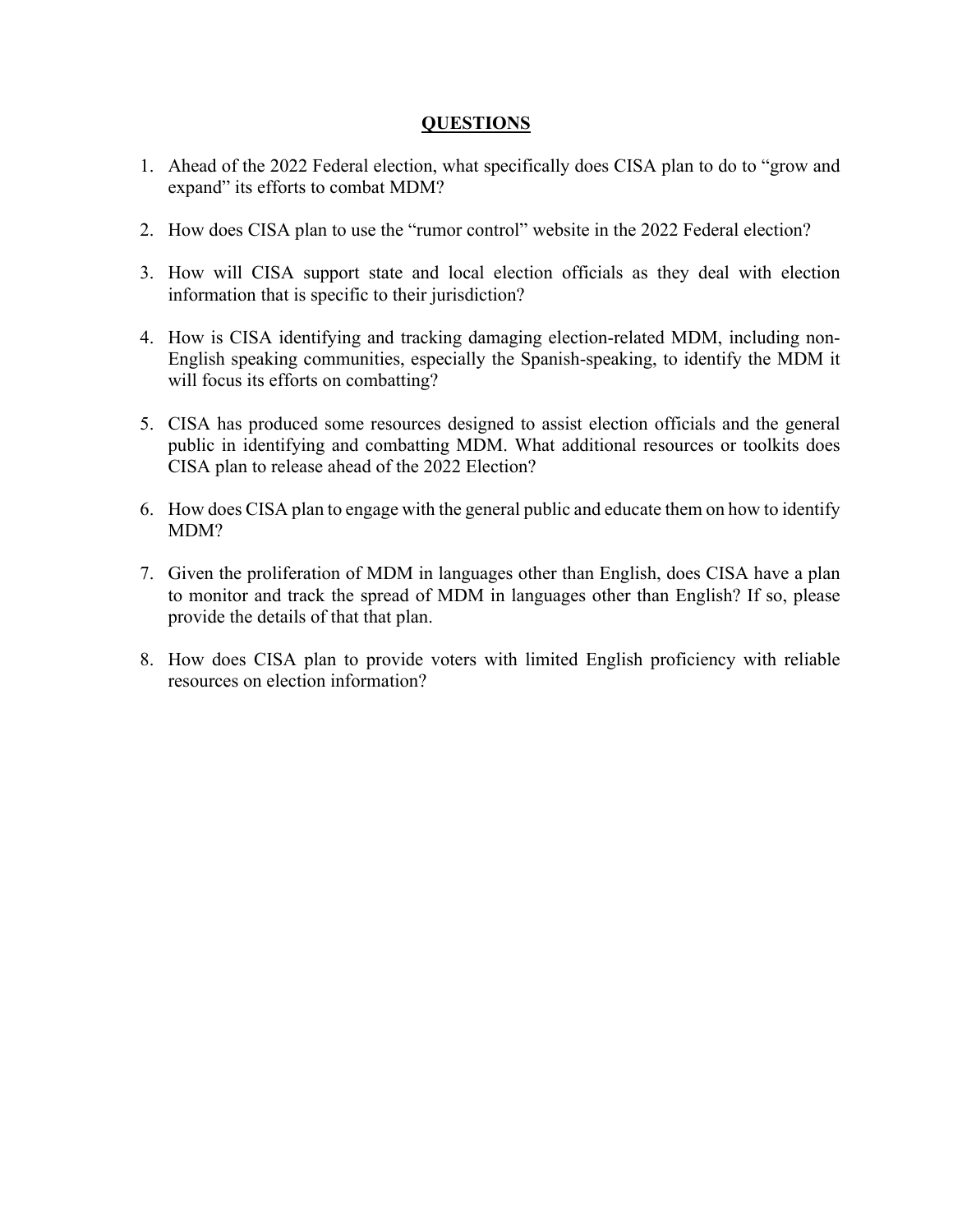## QUESTIONS

1. Ahead of the 2022 Federal election, what specifically does CISA plan to do to "grow and expand" its efforts to combat MDM?

2. How does CISA plan to use the "rumor control" website in the 2022 Federal election?

3. How will CISA support state and local election officials as they deal with election information that is specific to their jurisdiction?

4. How is CISA identifying and tracking damaging election-related MDM, including non-English speaking communities, especially the Spanish-speaking, to identify the MDM it will focus its efforts on combatting?

5. CISA has produced some resources designed to assist election officials and the general public in identifying and combatting MDM. What additional resources or toolkits does CISA plan to release ahead of the 2022 Election?

6. How does CISA plan to engage with the general public and educate them on how to identify MDM?

7. Given the proliferation of MDM in languages other than English, does CISA have a plan to monitor and track the spread of MDM in languages other than English? If so, please provide the details of that that plan.

8. How does CISA plan to provide voters with limited English proficiency with reliable resources on election information?